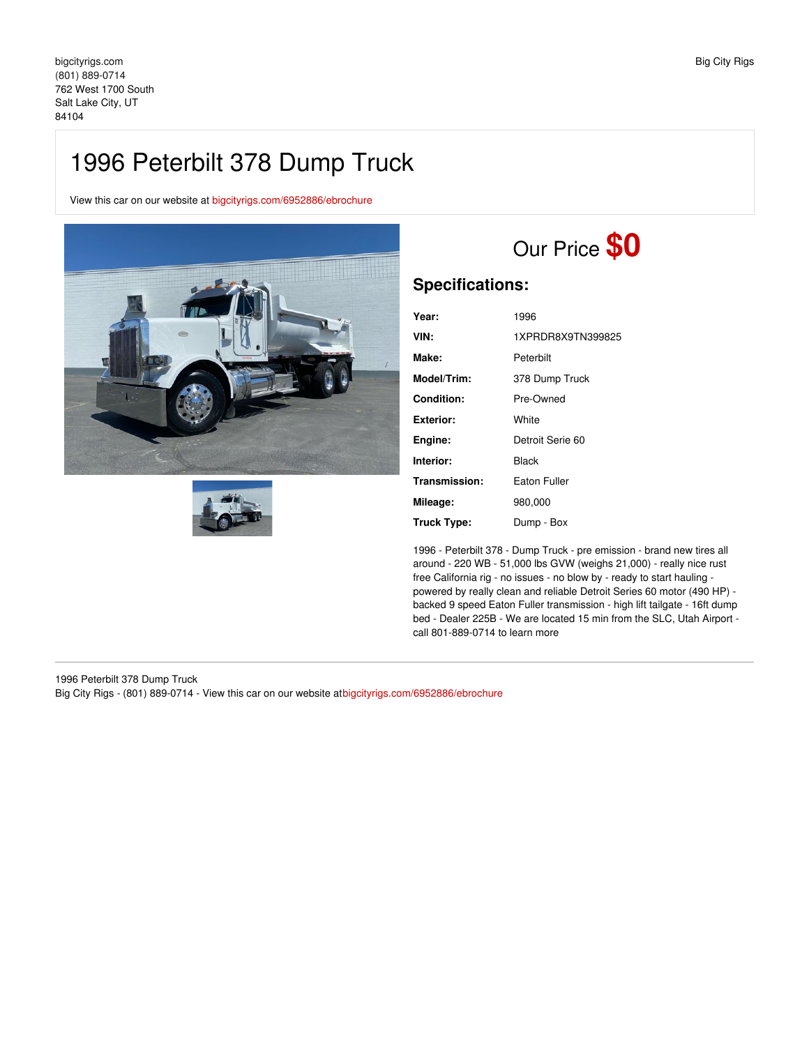bigcityrigs.com
(801) 889-0714
762 West 1700 South
Salt Lake City, UT
84104

Big City Rigs

# 1996 Peterbilt 378 Dump Truck

View this car on our website at bigcityrigs.com/6952886/ebrochure

Our Price **$0**

## Specifications:

| | |
|---|---|
| **Year:** | 1996 |
| **VIN:** | 1XPRDR8X9TN399825 |
| **Make:** | Peterbilt |
| **Model/Trim:** | 378 Dump Truck |
| **Condition:** | Pre-Owned |
| **Exterior:** | White |
| **Engine:** | Detroit Serie 60 |
| **Interior:** | Black |
| **Transmission:** | Eaton Fuller |
| **Mileage:** | 980,000 |
| **Truck Type:** | Dump - Box |

1996 - Peterbilt 378 - Dump Truck - pre emission - brand new tires all around - 220 WB - 51,000 lbs GVW (weighs 21,000) - really nice rust free California rig - no issues - no blow by - ready to start hauling - powered by really clean and reliable Detroit Series 60 motor (490 HP) - backed 9 speed Eaton Fuller transmission - high lift tailgate - 16ft dump bed - Dealer 225B - We are located 15 min from the SLC, Utah Airport - call 801-889-0714 to learn more

1996 Peterbilt 378 Dump Truck
Big City Rigs - (801) 889-0714 - View this car on our website atbigcityrigs.com/6952886/ebrochure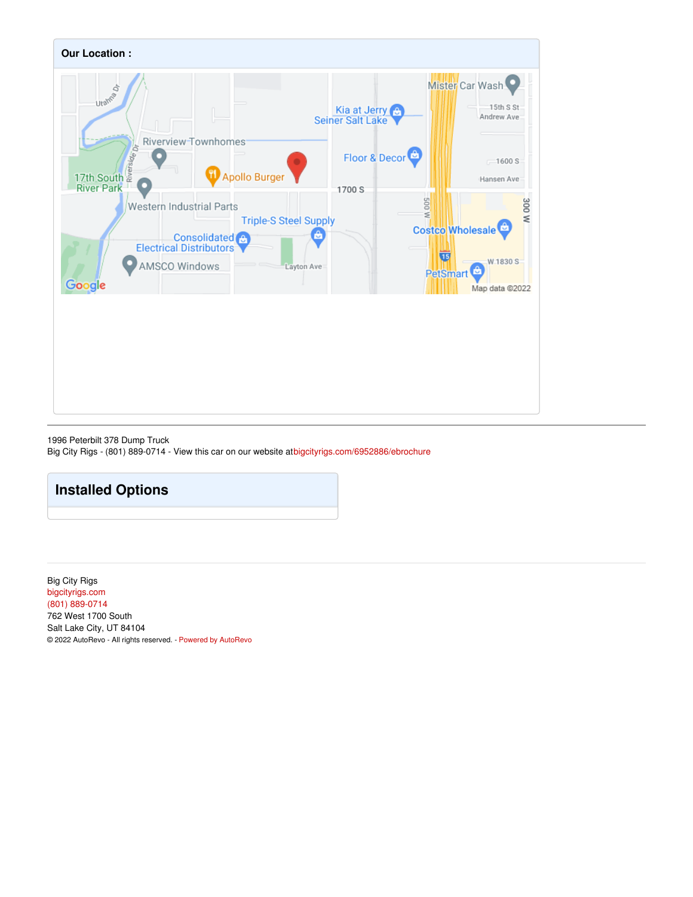**Our Location :**

1996 Peterbilt 378 Dump Truck
Big City Rigs - (801) 889-0714 - View this car on our website atbigcityrigs.com/6952886/ebrochure

## Installed Options

Big City Rigs
bigcityrigs.com
(801) 889-0714
762 West 1700 South
Salt Lake City, UT 84104
© 2022 AutoRevo - All rights reserved. - Powered by AutoRevo